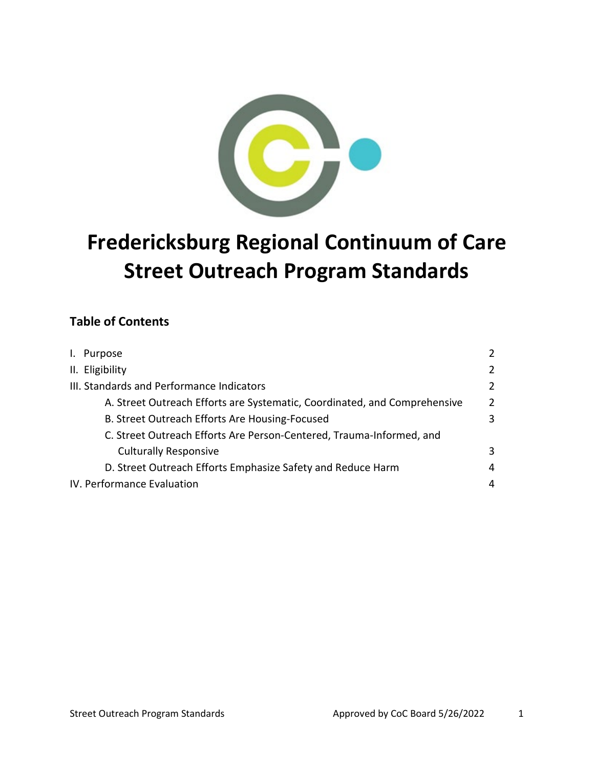# Fredericksburg Regional Continuum of Care Street Outreach Program Standards

## Table of Contents

| | |
|---|---|
| I. Purpose | 2 |
| II. Eligibility | 2 |
| III. Standards and Performance Indicators | 2 |
| A. Street Outreach Efforts are Systematic, Coordinated, and Comprehensive | 2 |
| B. Street Outreach Efforts Are Housing-Focused | 3 |
| C. Street Outreach Efforts Are Person-Centered, Trauma-Informed, and Culturally Responsive | 3 |
| D. Street Outreach Efforts Emphasize Safety and Reduce Harm | 4 |
| IV. Performance Evaluation | 4 |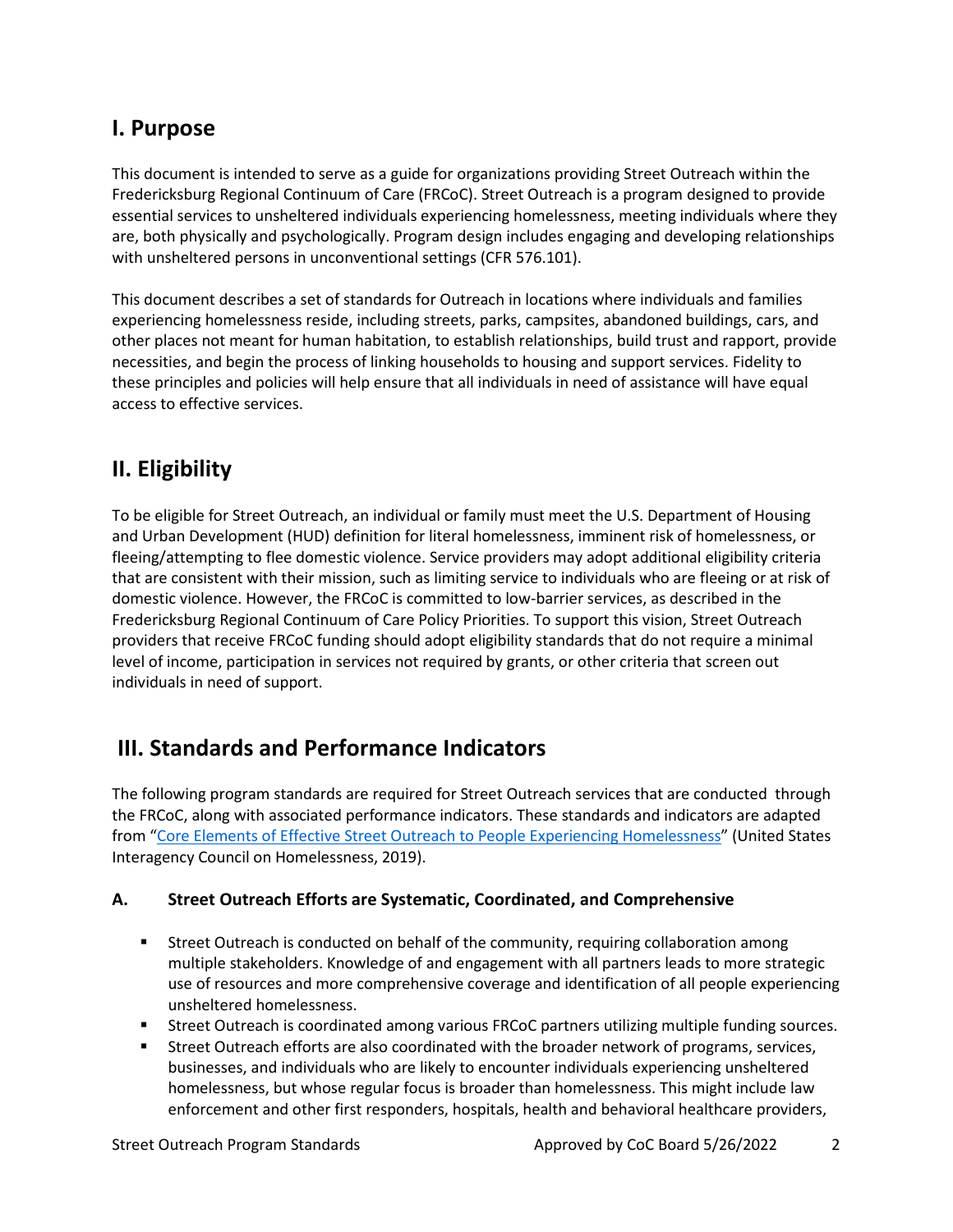## I. Purpose

This document is intended to serve as a guide for organizations providing Street Outreach within the Fredericksburg Regional Continuum of Care (FRCoC). Street Outreach is a program designed to provide essential services to unsheltered individuals experiencing homelessness, meeting individuals where they are, both physically and psychologically. Program design includes engaging and developing relationships with unsheltered persons in unconventional settings (CFR 576.101).

This document describes a set of standards for Outreach in locations where individuals and families experiencing homelessness reside, including streets, parks, campsites, abandoned buildings, cars, and other places not meant for human habitation, to establish relationships, build trust and rapport, provide necessities, and begin the process of linking households to housing and support services. Fidelity to these principles and policies will help ensure that all individuals in need of assistance will have equal access to effective services.

## II. Eligibility

To be eligible for Street Outreach, an individual or family must meet the U.S. Department of Housing and Urban Development (HUD) definition for literal homelessness, imminent risk of homelessness, or fleeing/attempting to flee domestic violence. Service providers may adopt additional eligibility criteria that are consistent with their mission, such as limiting service to individuals who are fleeing or at risk of domestic violence. However, the FRCoC is committed to low-barrier services, as described in the Fredericksburg Regional Continuum of Care Policy Priorities. To support this vision, Street Outreach providers that receive FRCoC funding should adopt eligibility standards that do not require a minimal level of income, participation in services not required by grants, or other criteria that screen out individuals in need of support.

## III. Standards and Performance Indicators

The following program standards are required for Street Outreach services that are conducted through the FRCoC, along with associated performance indicators. These standards and indicators are adapted from "Core Elements of Effective Street Outreach to People Experiencing Homelessness" (United States Interagency Council on Homelessness, 2019).

### A. Street Outreach Efforts are Systematic, Coordinated, and Comprehensive

- Street Outreach is conducted on behalf of the community, requiring collaboration among multiple stakeholders. Knowledge of and engagement with all partners leads to more strategic use of resources and more comprehensive coverage and identification of all people experiencing unsheltered homelessness.
- Street Outreach is coordinated among various FRCoC partners utilizing multiple funding sources.
- Street Outreach efforts are also coordinated with the broader network of programs, services, businesses, and individuals who are likely to encounter individuals experiencing unsheltered homelessness, but whose regular focus is broader than homelessness. This might include law enforcement and other first responders, hospitals, health and behavioral healthcare providers,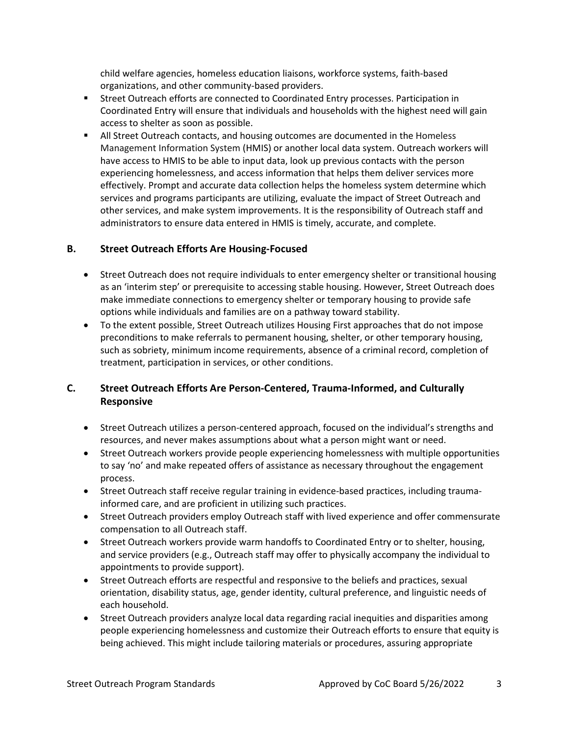child welfare agencies, homeless education liaisons, workforce systems, faith-based organizations, and other community-based providers.

- Street Outreach efforts are connected to Coordinated Entry processes. Participation in Coordinated Entry will ensure that individuals and households with the highest need will gain access to shelter as soon as possible.
- All Street Outreach contacts, and housing outcomes are documented in the Homeless Management Information System (HMIS) or another local data system. Outreach workers will have access to HMIS to be able to input data, look up previous contacts with the person experiencing homelessness, and access information that helps them deliver services more effectively. Prompt and accurate data collection helps the homeless system determine which services and programs participants are utilizing, evaluate the impact of Street Outreach and other services, and make system improvements. It is the responsibility of Outreach staff and administrators to ensure data entered in HMIS is timely, accurate, and complete.

## B. Street Outreach Efforts Are Housing-Focused

- Street Outreach does not require individuals to enter emergency shelter or transitional housing as an 'interim step' or prerequisite to accessing stable housing. However, Street Outreach does make immediate connections to emergency shelter or temporary housing to provide safe options while individuals and families are on a pathway toward stability.
- To the extent possible, Street Outreach utilizes Housing First approaches that do not impose preconditions to make referrals to permanent housing, shelter, or other temporary housing, such as sobriety, minimum income requirements, absence of a criminal record, completion of treatment, participation in services, or other conditions.

## C. Street Outreach Efforts Are Person-Centered, Trauma-Informed, and Culturally Responsive

- Street Outreach utilizes a person-centered approach, focused on the individual's strengths and resources, and never makes assumptions about what a person might want or need.
- Street Outreach workers provide people experiencing homelessness with multiple opportunities to say 'no' and make repeated offers of assistance as necessary throughout the engagement process.
- Street Outreach staff receive regular training in evidence-based practices, including trauma-informed care, and are proficient in utilizing such practices.
- Street Outreach providers employ Outreach staff with lived experience and offer commensurate compensation to all Outreach staff.
- Street Outreach workers provide warm handoffs to Coordinated Entry or to shelter, housing, and service providers (e.g., Outreach staff may offer to physically accompany the individual to appointments to provide support).
- Street Outreach efforts are respectful and responsive to the beliefs and practices, sexual orientation, disability status, age, gender identity, cultural preference, and linguistic needs of each household.
- Street Outreach providers analyze local data regarding racial inequities and disparities among people experiencing homelessness and customize their Outreach efforts to ensure that equity is being achieved. This might include tailoring materials or procedures, assuring appropriate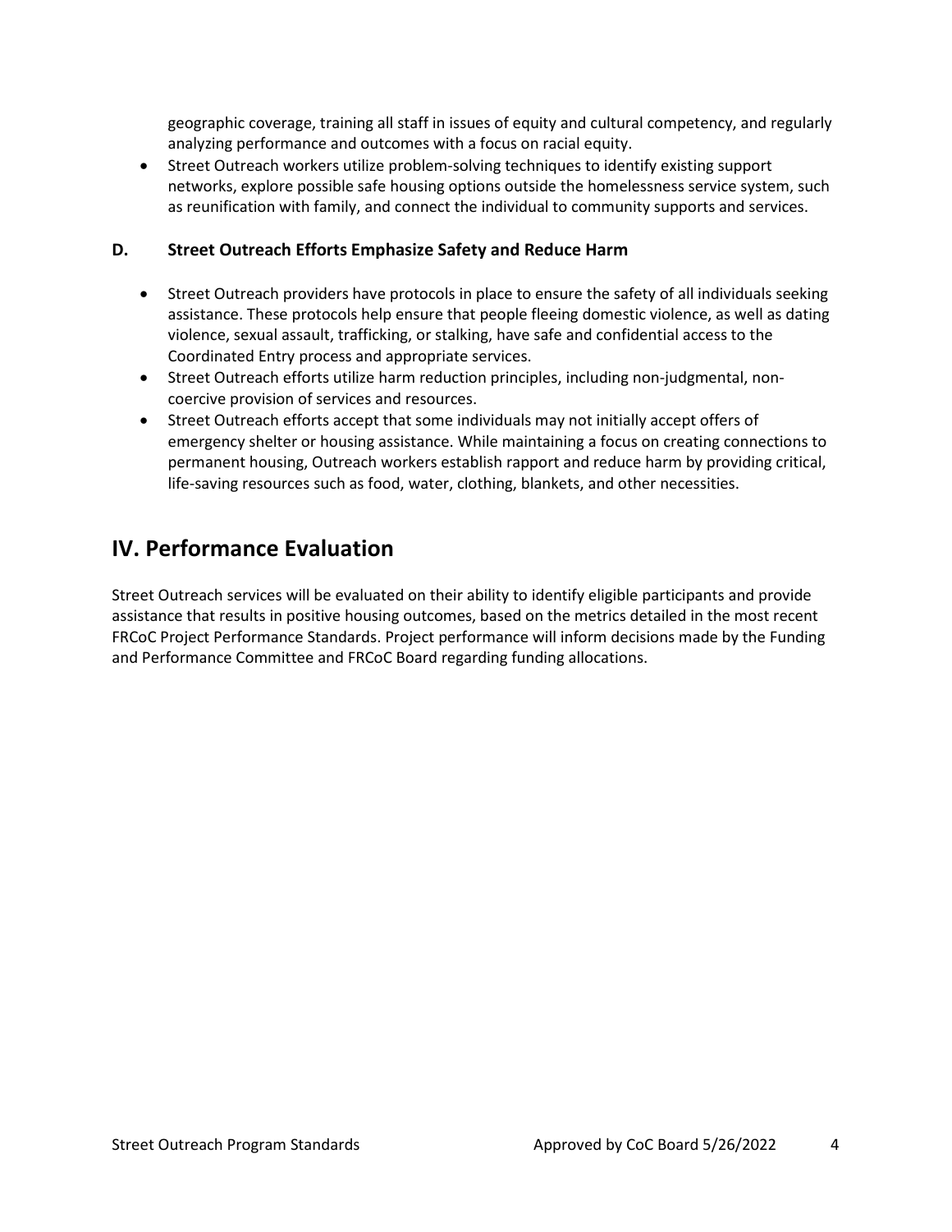- geographic coverage, training all staff in issues of equity and cultural competency, and regularly analyzing performance and outcomes with a focus on racial equity.
- Street Outreach workers utilize problem-solving techniques to identify existing support networks, explore possible safe housing options outside the homelessness service system, such as reunification with family, and connect the individual to community supports and services.

### D. Street Outreach Efforts Emphasize Safety and Reduce Harm

- Street Outreach providers have protocols in place to ensure the safety of all individuals seeking assistance. These protocols help ensure that people fleeing domestic violence, as well as dating violence, sexual assault, trafficking, or stalking, have safe and confidential access to the Coordinated Entry process and appropriate services.
- Street Outreach efforts utilize harm reduction principles, including non-judgmental, non-coercive provision of services and resources.
- Street Outreach efforts accept that some individuals may not initially accept offers of emergency shelter or housing assistance. While maintaining a focus on creating connections to permanent housing, Outreach workers establish rapport and reduce harm by providing critical, life-saving resources such as food, water, clothing, blankets, and other necessities.

## IV. Performance Evaluation

Street Outreach services will be evaluated on their ability to identify eligible participants and provide assistance that results in positive housing outcomes, based on the metrics detailed in the most recent FRCoC Project Performance Standards. Project performance will inform decisions made by the Funding and Performance Committee and FRCoC Board regarding funding allocations.